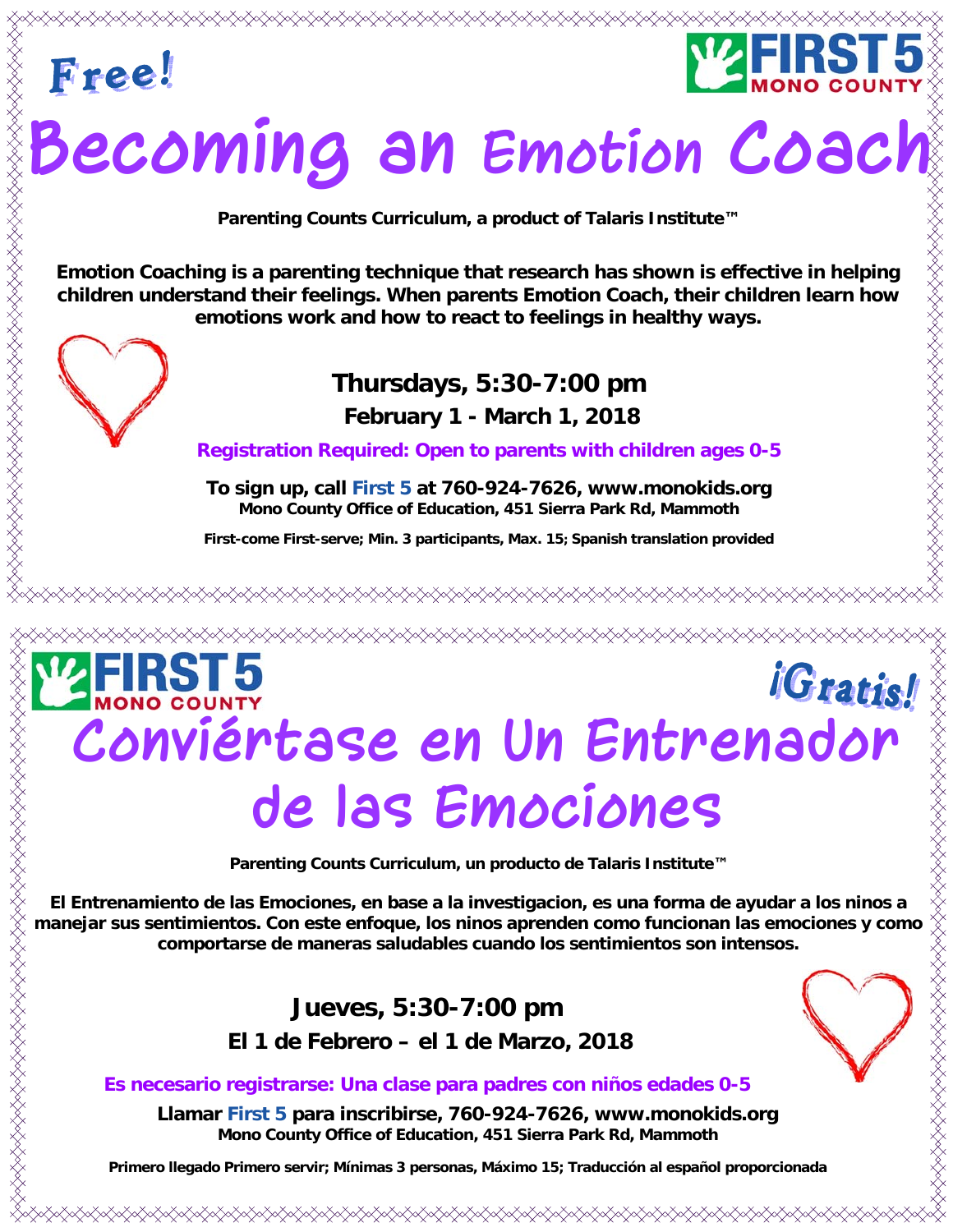**Free!**

FIRST 5 MONO COUNTY

# Becoming an Emotion Coach

**Parenting Counts Curriculum, a product of Talaris Institute™**

**Emotion Coaching is a parenting technique that research has shown is effective in helping children understand their feelings. When parents Emotion Coach, their children learn how emotions work and how to react to feelings in healthy ways.**

**Thursdays, 5:30-7:00 pm**

**February 1 - March 1, 2018**

**Registration Required: Open to parents with children ages 0-5**

**To sign up, call First 5 at 760-924-7626, www.monokids.org**
**Mono County Office of Education, 451 Sierra Park Rd, Mammoth**

**First-come First-serve; Min. 3 participants, Max. 15; Spanish translation provided**

---

FIRST 5 MONO COUNTY

**¡Gratis!**

# Conviértase en Un Entrenador de las Emociones

**Parenting Counts Curriculum, un producto de Talaris Institute™**

**El Entrenamiento de las Emociones, en base a la investigacion, es una forma de ayudar a los ninos a manejar sus sentimientos. Con este enfoque, los ninos aprenden como funcionan las emociones y como comportarse de maneras saludables cuando los sentimientos son intensos.**

**Jueves, 5:30-7:00 pm**

**El 1 de Febrero – el 1 de Marzo, 2018**

**Es necesario registrarse: Una clase para padres con niños edades 0-5**

**Llamar First 5 para inscribirse, 760-924-7626, www.monokids.org**
**Mono County Office of Education, 451 Sierra Park Rd, Mammoth**

**Primero llegado Primero servir; Mínimas 3 personas, Máximo 15; Traducción al español proporcionada**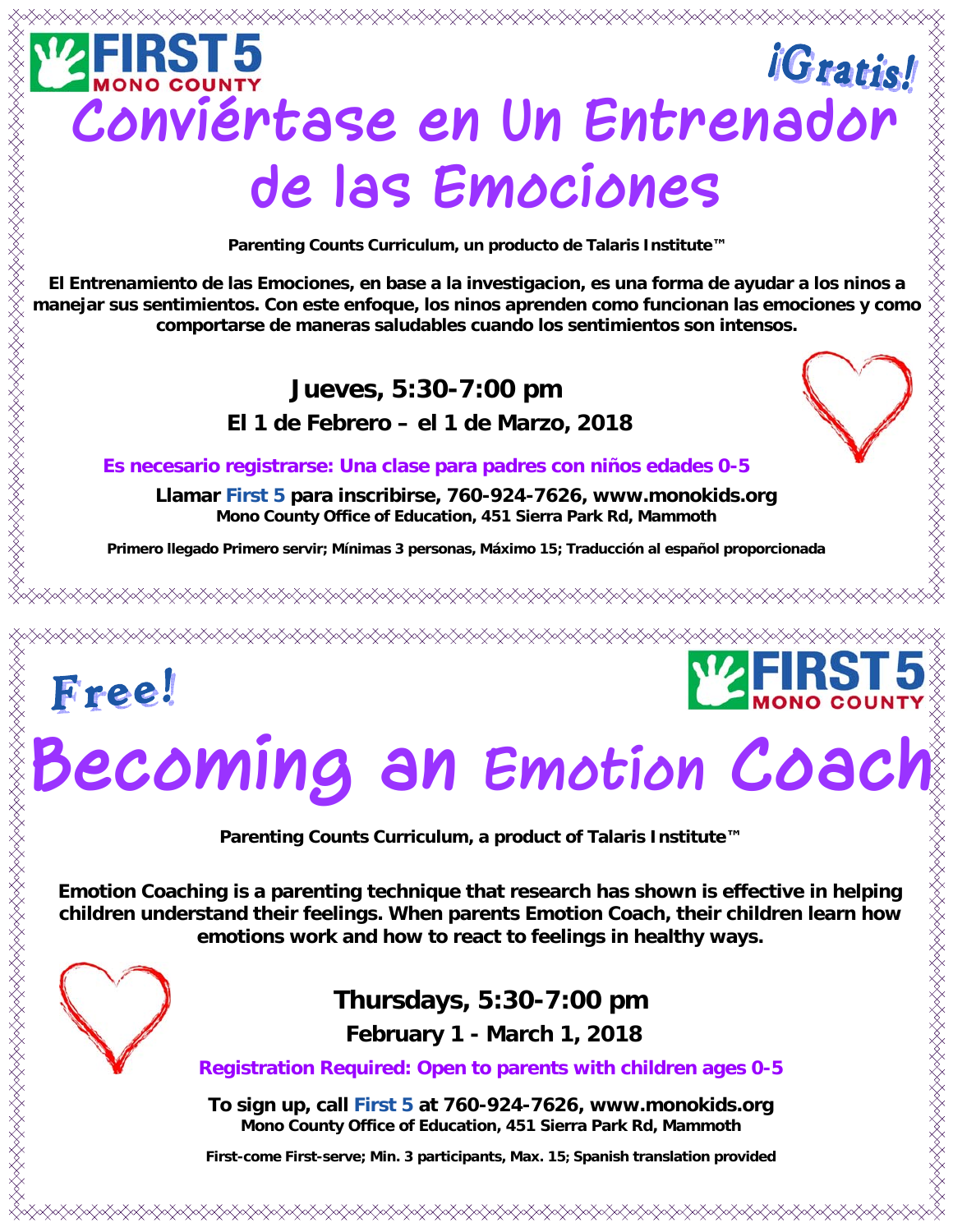FIRST 5 MONO COUNTY

¡Gratis!

# Conviértase en Un Entrenador de las Emociones

**Parenting Counts Curriculum, un producto de Talaris Institute™**

**El Entrenamiento de las Emociones, en base a la investigacion, es una forma de ayudar a los ninos a manejar sus sentimientos. Con este enfoque, los ninos aprenden como funcionan las emociones y como comportarse de maneras saludables cuando los sentimientos son intensos.**

**Jueves, 5:30-7:00 pm**

**El 1 de Febrero – el 1 de Marzo, 2018**

**Es necesario registrarse: Una clase para padres con niños edades 0-5**

**Llamar First 5 para inscribirse, 760-924-7626, www.monokids.org**

**Mono County Office of Education, 451 Sierra Park Rd, Mammoth**

**Primero llegado Primero servir; Mínimas 3 personas, Máximo 15; Traducción al español proporcionada**

---

Free!

FIRST 5 MONO COUNTY

# Becoming an Emotion Coach

**Parenting Counts Curriculum, a product of Talaris Institute™**

**Emotion Coaching is a parenting technique that research has shown is effective in helping children understand their feelings. When parents Emotion Coach, their children learn how emotions work and how to react to feelings in healthy ways.**

**Thursdays, 5:30-7:00 pm**

**February 1 - March 1, 2018**

**Registration Required: Open to parents with children ages 0-5**

**To sign up, call First 5 at 760-924-7626, www.monokids.org**

**Mono County Office of Education, 451 Sierra Park Rd, Mammoth**

**First-come First-serve; Min. 3 participants, Max. 15; Spanish translation provided**